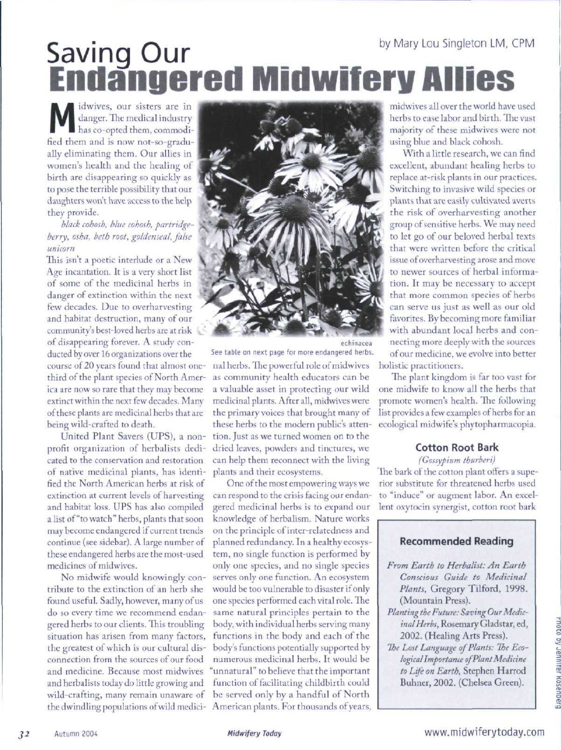by Mary Lou Singleton LM, CPM

# Saving Our Endangered Midwifery Allies

Midwives, our sisters are in danger. The medical industry has co-opted them, commodified them and is now not-so-gradually eliminating them. Our allies in women's health and the healing of birth are disappearing so quickly as to pose the terrible possibility that our daughters won't have access to the help they provide.

*black cohosh, blue cohosh, partridgeberry, osha, beth root, goldenseal, false unicorn*

This isn't a poetic interlude or a New Age incantation. It is a very short list of some of the medicinal herbs in danger of extinction within the next few decades. Due to overharvesting and habitat destruction, many of our community's best-loved herbs are at risk of disappearing forever. A study conducted by over 16 organizations over the course of 20 years found that almost one-third of the plant species of North America are now so rare that they may become extinct within the next few decades. Many of these plants are medicinal herbs that are being wild-crafted to death.

United Plant Savers (UPS), a nonprofit organization of herbalists dedicated to the conservation and restoration of native medicinal plants, has identified the North American herbs at risk of extinction at current levels of harvesting and habitat loss. UPS has also compiled a list of "to watch" herbs, plants that soon may become endangered if current trends continue (see sidebar). A large number of these endangered herbs are the most-used medicines of midwives.

No midwife would knowingly contribute to the extinction of an herb she found useful. Sadly, however, many of us do so every time we recommend endangered herbs to our clients. This troubling situation has arisen from many factors, the greatest of which is our cultural disconnection from the sources of our food and medicine. Because most midwives and herbalists today do little growing and wild-crafting, many remain unaware of the dwindling populations of wild medicinal herbs. The powerful role of midwives as community health educators can be a valuable asset in protecting our wild medicinal plants. After all, midwives were the primary voices that brought many of these herbs to the modern public's attention. Just as we turned women on to the dried leaves, powders and tinctures, we can help them reconnect with the living plants and their ecosystems.

echinacea

See table on next page for more endangered herbs.

One of the most empowering ways we can respond to the crisis facing our endangered medicinal herbs is to expand our knowledge of herbalism. Nature works on the principle of inter-relatedness and planned redundancy. In a healthy ecosystem, no single function is performed by only one species, and no single species serves only one function. An ecosystem would be too vulnerable to disaster if only one species performed each vital role. The same natural principles pertain to the body, with individual herbs serving many functions in the body and each of the body's functions potentially supported by numerous medicinal herbs. It would be "unnatural" to believe that the important function of facilitating childbirth could be served only by a handful of North American plants. For thousands of years, midwives all over the world have used herbs to ease labor and birth. The vast majority of these midwives were not using blue and black cohosh.

With a little research, we can find excellent, abundant healing herbs to replace at-risk plants in our practices. Switching to invasive wild species or plants that are easily cultivated averts the risk of overharvesting another group of sensitive herbs. We may need to let go of our beloved herbal texts that were written before the critical issue of overharvesting arose and move to newer sources of herbal information. It may be necessary to accept that more common species of herbs can serve us just as well as our old favorites. By becoming more familiar with abundant local herbs and connecting more deeply with the sources of our medicine, we evolve into better holistic practitioners.

The plant kingdom is far too vast for one midwife to know all the herbs that promote women's health. The following list provides a few examples of herbs for an ecological midwife's phytopharmacopia.

### Cotton Root Bark

*(Gossypium thurberi)*

The bark of the cotton plant offers a superior substitute for threatened herbs used to "induce" or augment labor. An excellent oxytocin synergist, cotton root bark

### Recommended Reading

- *From Earth to Herbalist: An Earth Conscious Guide to Medicinal Plants*, Gregory Tilford, 1998. (Mountain Press).
- *Planting the Future: Saving Our Medicinal Herbs*, Rosemary Gladstar, ed, 2002. (Healing Arts Press).
- *The Lost Language of Plants: The Ecological Importance of Plant Medicine to Life on Earth*, Stephen Harrod Buhner, 2002. (Chelsea Green).

Photo by Jennifer Rosenberg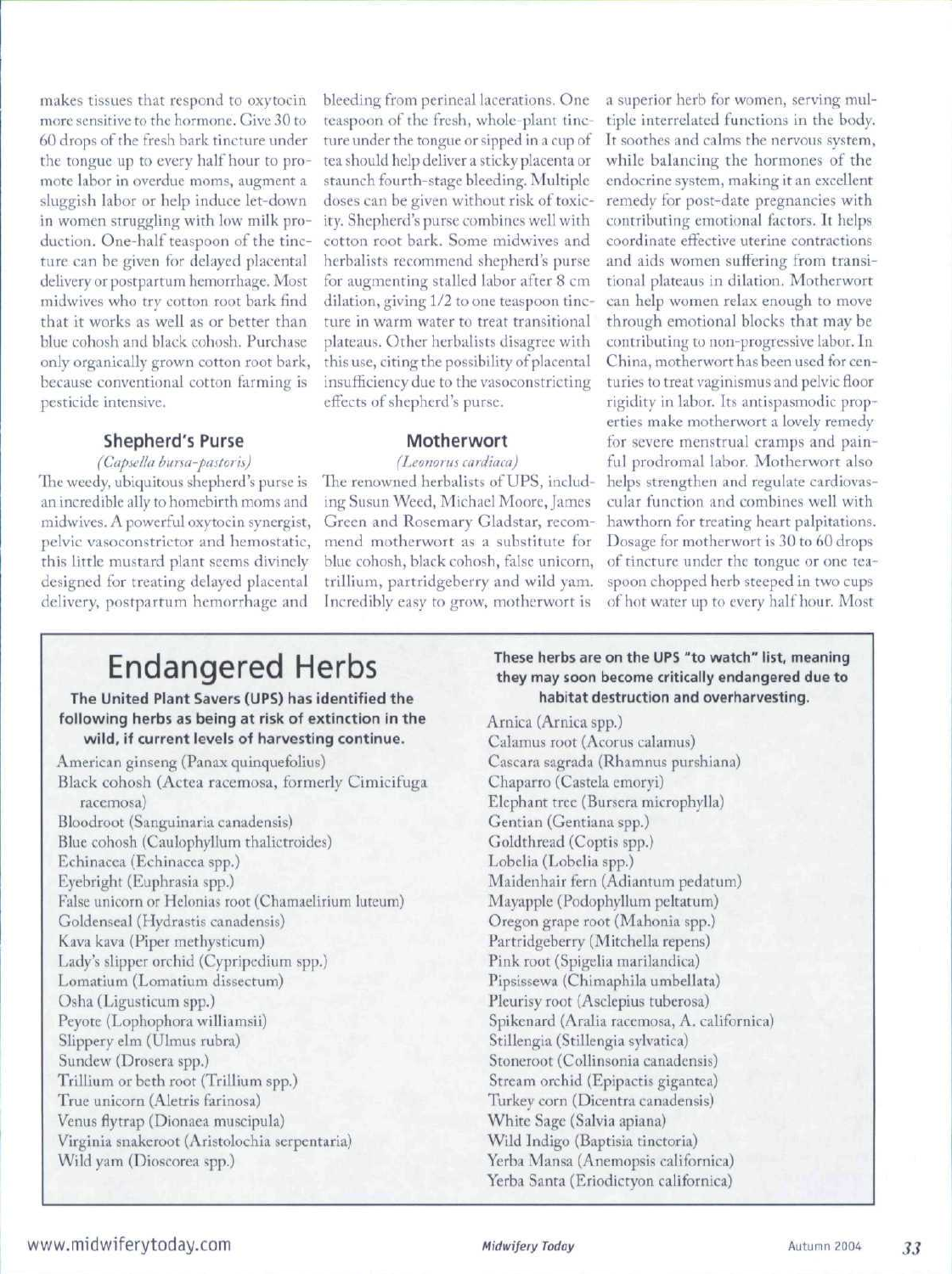makes tissues that respond to oxytocin more sensitive to the hormone. Give 30 to 60 drops of the fresh bark tincture under the tongue up to every half hour to promote labor in overdue moms, augment a sluggish labor or help induce let-down in women struggling with low milk production. One-half teaspoon of the tincture can be given for delayed placental delivery or postpartum hemorrhage. Most midwives who try cotton root bark find that it works as well as or better than blue cohosh and black cohosh. Purchase only organically grown cotton root bark, because conventional cotton farming is pesticide intensive.

### Shepherd's Purse

*(Capsella bursa-pastoris)*

The weedy, ubiquitous shepherd's purse is an incredible ally to homebirth moms and midwives. A powerful oxytocin synergist, pelvic vasoconstrictor and hemostatic, this little mustard plant seems divinely designed for treating delayed placental delivery, postpartum hemorrhage and bleeding from perineal lacerations. One teaspoon of the fresh, whole-plant tincture under the tongue or sipped in a cup of tea should help deliver a sticky placenta or staunch fourth-stage bleeding. Multiple doses can be given without risk of toxicity. Shepherd's purse combines well with cotton root bark. Some midwives and herbalists recommend shepherd's purse for augmenting stalled labor after 8 cm dilation, giving 1/2 to one teaspoon tincture in warm water to treat transitional plateaus. Other herbalists disagree with this use, citing the possibility of placental insufficiency due to the vasoconstricting effects of shepherd's purse.

### Motherwort

*(Leonorus cardiaca)*

The renowned herbalists of UPS, including Susun Weed, Michael Moore, James Green and Rosemary Gladstar, recommend motherwort as a substitute for blue cohosh, black cohosh, false unicorn, trillium, partridgeberry and wild yam. Incredibly easy to grow, motherwort is a superior herb for women, serving multiple interrelated functions in the body. It soothes and calms the nervous system, while balancing the hormones of the endocrine system, making it an excellent remedy for post-date pregnancies with contributing emotional factors. It helps coordinate effective uterine contractions and aids women suffering from transitional plateaus in dilation. Motherwort can help women relax enough to move through emotional blocks that may be contributing to non-progressive labor. In China, motherwort has been used for centuries to treat vaginismus and pelvic floor rigidity in labor. Its antispasmodic properties make motherwort a lovely remedy for severe menstrual cramps and painful prodromal labor. Motherwort also helps strengthen and regulate cardiovascular function and combines well with hawthorn for treating heart palpitations. Dosage for motherwort is 30 to 60 drops of tincture under the tongue or one teaspoon chopped herb steeped in two cups of hot water up to every half hour. Most

## Endangered Herbs

**The United Plant Savers (UPS) has identified the following herbs as being at risk of extinction in the wild, if current levels of harvesting continue.**

- American ginseng (Panax quinquefolius)
- Black cohosh (Actea racemosa, formerly Cimicifuga racemosa)
- Bloodroot (Sanguinaria canadensis)
- Blue cohosh (Caulophyllum thalictroides)
- Echinacea (Echinacea spp.)
- Eyebright (Euphrasia spp.)
- False unicorn or Helonias root (Chamaelirium luteum)
- Goldenseal (Hydrastis canadensis)
- Kava kava (Piper methysticum)
- Lady's slipper orchid (Cypripedium spp.)
- Lomatium (Lomatium dissectum)
- Osha (Ligusticum spp.)
- Peyote (Lophophora williamsii)
- Slippery elm (Ulmus rubra)
- Sundew (Drosera spp.)
- Trillium or beth root (Trillium spp.)
- True unicorn (Aletris farinosa)
- Venus flytrap (Dionaea muscipula)
- Virginia snakeroot (Aristolochia serpentaria)
- Wild yam (Dioscorea spp.)

**These herbs are on the UPS "to watch" list, meaning they may soon become critically endangered due to habitat destruction and overharvesting.**

- Arnica (Arnica spp.)
- Calamus root (Acorus calamus)
- Cascara sagrada (Rhamnus purshiana)
- Chaparro (Castela emoryi)
- Elephant tree (Bursera microphylla)
- Gentian (Gentiana spp.)
- Goldthread (Coptis spp.)
- Lobelia (Lobelia spp.)
- Maidenhair fern (Adiantum pedatum)
- Mayapple (Podophyllum peltatum)
- Oregon grape root (Mahonia spp.)
- Partridgeberry (Mitchella repens)
- Pink root (Spigelia marilandica)
- Pipsissewa (Chimaphila umbellata)
- Pleurisy root (Asclepius tuberosa)
- Spikenard (Aralia racemosa, A. californica)
- Stillengia (Stillengia sylvatica)
- Stoneroot (Collinsonia canadensis)
- Stream orchid (Epipactis gigantea)
- Turkey corn (Dicentra canadensis)
- White Sage (Salvia apiana)
- Wild Indigo (Baptisia tinctoria)
- Yerba Mansa (Anemopsis californica)
- Yerba Santa (Eriodictyon californica)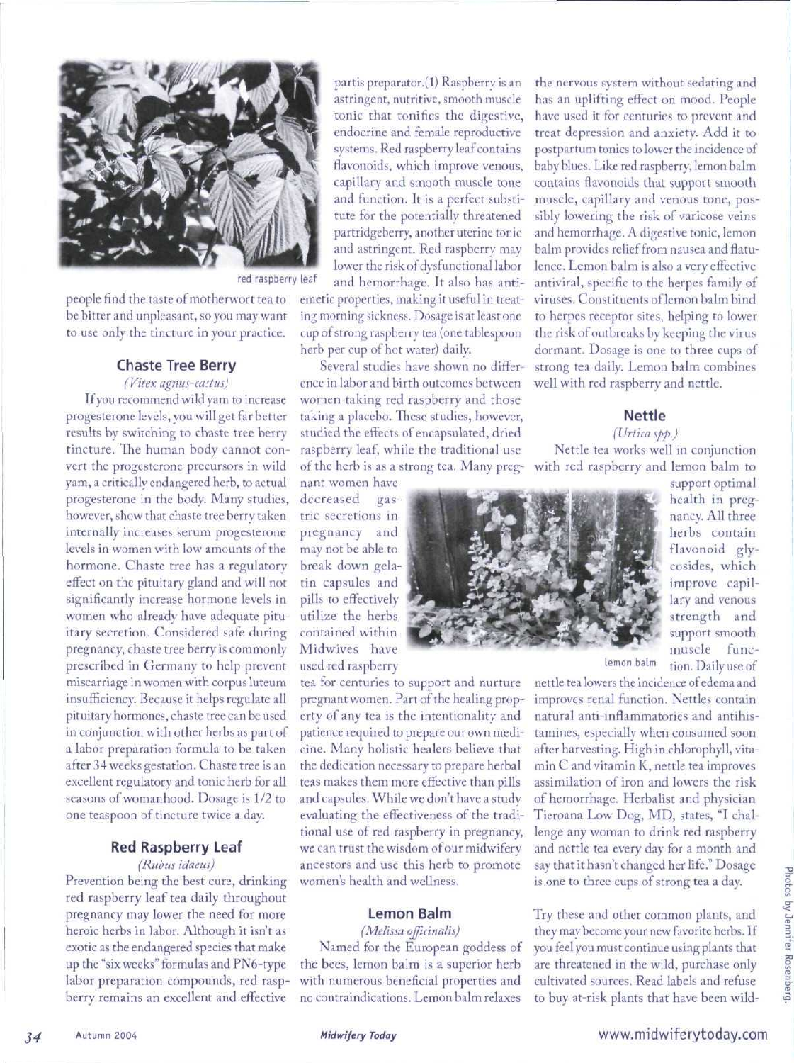people find the taste of motherwort tea to be bitter and unpleasant, so you may want to use only the tincture in your practice.

### Chaste Tree Berry

*(Vitex agnus-castus)*

If you recommend wild yam to increase progesterone levels, you will get far better results by switching to chaste tree berry tincture. The human body cannot convert the progesterone precursors in wild yam, a critically endangered herb, to actual progesterone in the body. Many studies, however, show that chaste tree berry taken internally increases serum progesterone levels in women with low amounts of the hormone. Chaste tree has a regulatory effect on the pituitary gland and will not significantly increase hormone levels in women who already have adequate pituitary secretion. Considered safe during pregnancy, chaste tree berry is commonly prescribed in Germany to help prevent miscarriage in women with corpus luteum insufficiency. Because it helps regulate all pituitary hormones, chaste tree can be used in conjunction with other herbs as part of a labor preparation formula to be taken after 34 weeks gestation. Chaste tree is an excellent regulatory and tonic herb for all seasons of womanhood. Dosage is 1/2 to one teaspoon of tincture twice a day.

### Red Raspberry Leaf

*(Rubus idaeus)*

Prevention being the best cure, drinking red raspberry leaf tea daily throughout pregnancy may lower the need for more heroic herbs in labor. Although it isn't as exotic as the endangered species that make up the "six weeks" formulas and PN6-type labor preparation compounds, red raspberry remains an excellent and effective partis preparator.(1) Raspberry is an astringent, nutritive, smooth muscle tonic that tonifies the digestive, endocrine and female reproductive systems. Red raspberry leaf contains flavonoids, which improve venous, capillary and smooth muscle tone and function. It is a perfect substitute for the potentially threatened partridgeberry, another uterine tonic and astringent. Red raspberry may lower the risk of dysfunctional labor and hemorrhage. It also has antiemetic properties, making it useful in treating morning sickness. Dosage is at least one cup of strong raspberry tea (one tablespoon herb per cup of hot water) daily.

red raspberry leaf

Several studies have shown no difference in labor and birth outcomes between women taking red raspberry and those taking a placebo. These studies, however, studied the effects of encapsulated, dried raspberry leaf, while the traditional use of the herb is as a strong tea. Many pregnant women have decreased gastric secretions in pregnancy and may not be able to break down gelatin capsules and pills to effectively utilize the herbs contained within. Midwives have used red raspberry tea for centuries to support and nurture pregnant women. Part of the healing property of any tea is the intentionality and patience required to prepare our own medicine. Many holistic healers believe that the dedication necessary to prepare herbal teas makes them more effective than pills and capsules. While we don't have a study evaluating the effectiveness of the traditional use of red raspberry in pregnancy, we can trust the wisdom of our midwifery ancestors and use this herb to promote women's health and wellness.

### Lemon Balm

*(Melissa officinalis)*

Named for the European goddess of the bees, lemon balm is a superior herb with numerous beneficial properties and no contraindications. Lemon balm relaxes the nervous system without sedating and has an uplifting effect on mood. People have used it for centuries to prevent and treat depression and anxiety. Add it to postpartum tonics to lower the incidence of baby blues. Like red raspberry, lemon balm contains flavonoids that support smooth muscle, capillary and venous tone, possibly lowering the risk of varicose veins and hemorrhage. A digestive tonic, lemon balm provides relief from nausea and flatulence. Lemon balm is also a very effective antiviral, specific to the herpes family of viruses. Constituents of lemon balm bind to herpes receptor sites, helping to lower the risk of outbreaks by keeping the virus dormant. Dosage is one to three cups of strong tea daily. Lemon balm combines well with red raspberry and nettle.

### Nettle

*(Urtica spp.)*

Nettle tea works well in conjunction with red raspberry and lemon balm to support optimal health in pregnancy. All three herbs contain flavonoid glycosides, which improve capillary and venous strength and support smooth muscle function. Daily use of nettle tea lowers the incidence of edema and improves renal function. Nettles contain natural anti-inflammatories and antihistamines, especially when consumed soon after harvesting. High in chlorophyll, vitamin C and vitamin K, nettle tea improves assimilation of iron and lowers the risk of hemorrhage. Herbalist and physician Tieroana Low Dog, MD, states, "I challenge any woman to drink red raspberry and nettle tea every day for a month and say that it hasn't changed her life." Dosage is one to three cups of strong tea a day.

lemon balm

Try these and other common plants, and they may become your new favorite herbs. If you feel you must continue using plants that are threatened in the wild, purchase only cultivated sources. Read labels and refuse to buy at-risk plants that have been wild-

Photos by Jennifer Rosenberg.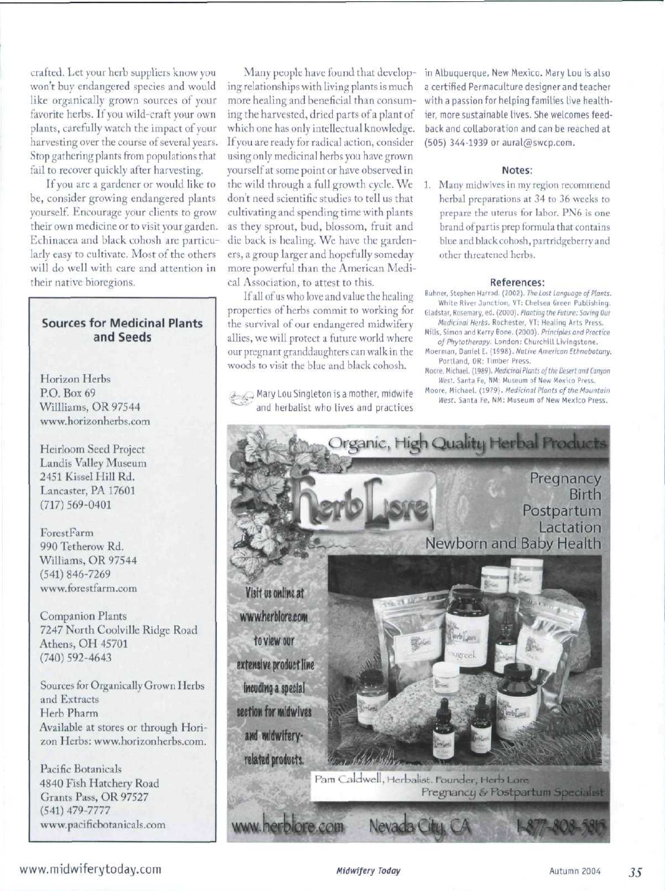crafted. Let your herb suppliers know you won't buy endangered species and would like organically grown sources of your favorite herbs. If you wild-craft your own plants, carefully watch the impact of your harvesting over the course of several years. Stop gathering plants from populations that fail to recover quickly after harvesting.

If you are a gardener or would like to be, consider growing endangered plants yourself. Encourage your clients to grow their own medicine or to visit your garden. Echinacea and black cohosh are particularly easy to cultivate. Most of the others will do well with care and attention in their native bioregions.

### Sources for Medicinal Plants and Seeds

Horizon Herbs
P.O. Box 69
Willliams, OR 97544
www.horizonherbs.com

Heirloom Seed Project
Landis Valley Museum
2451 Kissel Hill Rd.
Lancaster, PA 17601
(717) 569-0401

ForestFarm
990 Tetherow Rd.
Williams, OR 97544
(541) 846-7269
www.forestfarm.com

Companion Plants
7247 North Coolville Ridge Road
Athens, OH 45701
(740) 592-4643

Sources for Organically Grown Herbs and Extracts
Herb Pharm
Available at stores or through Horizon Herbs: www.horizonherbs.com.

Pacific Botanicals
4840 Fish Hatchery Road
Grants Pass, OR 97527
(541) 479-7777
www.pacificbotanicals.com

Many people have found that developing relationships with living plants is much more healing and beneficial than consuming the harvested, dried parts of a plant of which one has only intellectual knowledge. If you are ready for radical action, consider using only medicinal herbs you have grown yourself at some point or have observed in the wild through a full growth cycle. We don't need scientific studies to tell us that cultivating and spending time with plants as they sprout, bud, blossom, fruit and die back is healing. We have the gardeners, a group larger and hopefully someday more powerful than the American Medical Association, to attest to this.

If all of us who love and value the healing properties of herbs commit to working for the survival of our endangered midwifery allies, we will protect a future world where our pregnant granddaughters can walk in the woods to visit the blue and black cohosh.

Mary Lou Singleton is a mother, midwife and herbalist who lives and practices in Albuquerque, New Mexico. Mary Lou is also a certified Permaculture designer and teacher with a passion for helping families live healthier, more sustainable lives. She welcomes feedback and collaboration and can be reached at (505) 344-1939 or aural@swcp.com.

### Notes:

1. Many midwives in my region recommend herbal preparations at 34 to 36 weeks to prepare the uterus for labor. PN6 is one brand of partis prep formula that contains blue and black cohosh, partridgeberry and other threatened herbs.

### References:

Buhner, Stephen Harrod. (2002). *The Lost Language of Plants*. White River Junction, VT: Chelsea Green Publishing.
Gladstar, Rosemary, ed. (2000). *Planting the Future: Saving Our Medicinal Herbs*. Rochester, VT: Healing Arts Press.
Mills, Simon and Kerry Bone. (2000). *Principles and Practice of Phytotherapy*. London: Churchill Livingstone.
Moerman, Daniel E. (1998). *Native American Ethnobotany*. Portland, OR: Timber Press.
Moore, Michael. (1989). *Medicinal Plants of the Desert and Canyon West*. Santa Fe, NM: Museum of New Mexico Press.
Moore, Michael. (1979). *Medicinal Plants of the Mountain West*. Santa Fe, NM: Museum of New Mexico Press.

Organic, High Quality Herbal Products

Herb Lore

Pregnancy
Birth
Postpartum
Lactation
Newborn and Baby Health

Visit us online at www.herblore.com to view our extensive product line incuding a special section for midwives and midwifery-related products.

Pam Caldwell, Herbalist, Founder, Herb Lore
Pregnancy & Postpartum Specialist

www.herblore.com Nevada City, CA 1-877-808-5815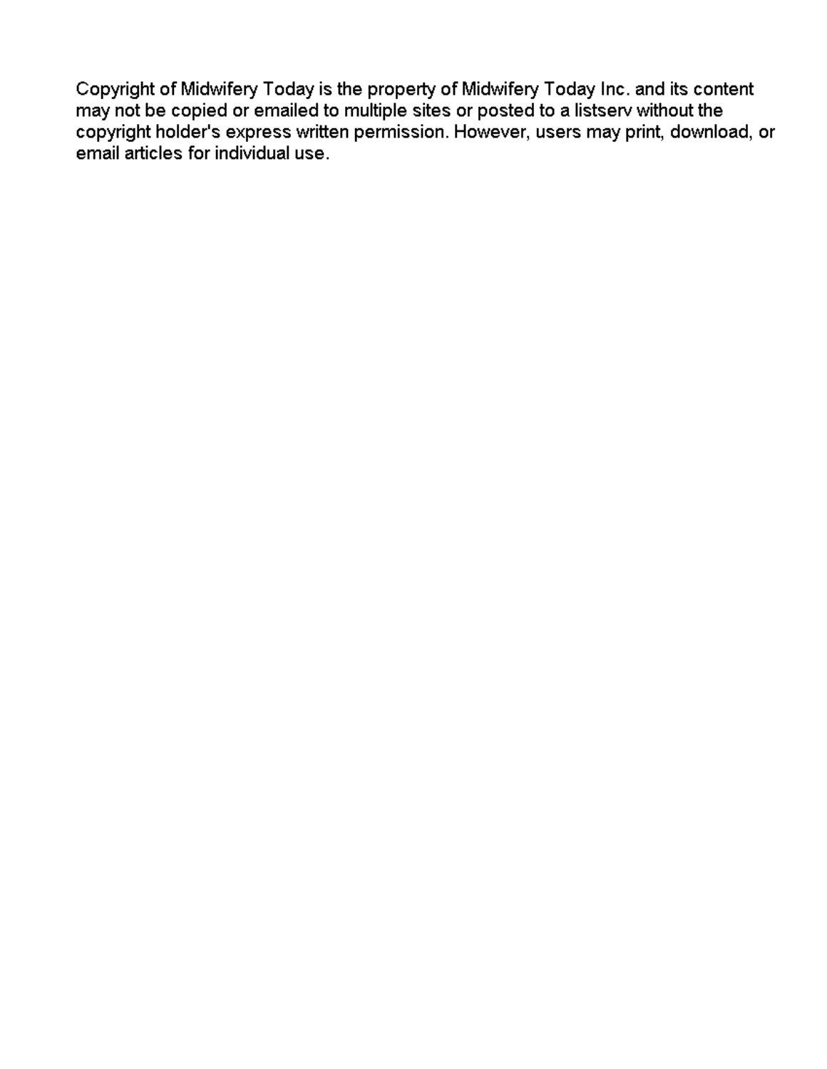Copyright of Midwifery Today is the property of Midwifery Today Inc. and its content may not be copied or emailed to multiple sites or posted to a listserv without the copyright holder's express written permission. However, users may print, download, or email articles for individual use.